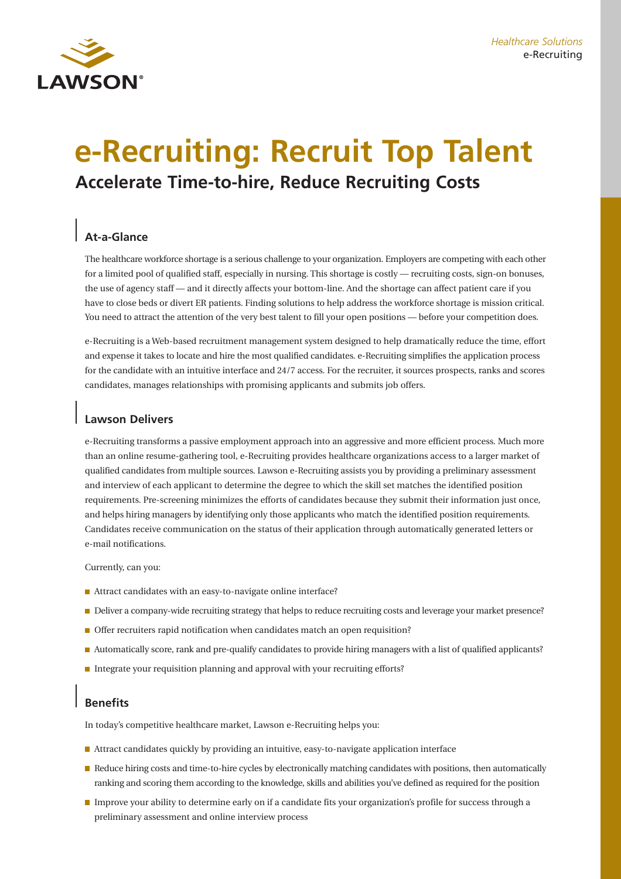LAWSON®

*Healthcare Solutions*
e-Recruiting

# e-Recruiting: Recruit Top Talent

## Accelerate Time-to-hire, Reduce Recruiting Costs

### At-a-Glance

The healthcare workforce shortage is a serious challenge to your organization. Employers are competing with each other for a limited pool of qualified staff, especially in nursing. This shortage is costly — recruiting costs, sign-on bonuses, the use of agency staff — and it directly affects your bottom-line. And the shortage can affect patient care if you have to close beds or divert ER patients. Finding solutions to help address the workforce shortage is mission critical. You need to attract the attention of the very best talent to fill your open positions — before your competition does.

e-Recruiting is a Web-based recruitment management system designed to help dramatically reduce the time, effort and expense it takes to locate and hire the most qualified candidates. e-Recruiting simplifies the application process for the candidate with an intuitive interface and 24/7 access. For the recruiter, it sources prospects, ranks and scores candidates, manages relationships with promising applicants and submits job offers.

### Lawson Delivers

e-Recruiting transforms a passive employment approach into an aggressive and more efficient process. Much more than an online resume-gathering tool, e-Recruiting provides healthcare organizations access to a larger market of qualified candidates from multiple sources. Lawson e-Recruiting assists you by providing a preliminary assessment and interview of each applicant to determine the degree to which the skill set matches the identified position requirements. Pre-screening minimizes the efforts of candidates because they submit their information just once, and helps hiring managers by identifying only those applicants who match the identified position requirements. Candidates receive communication on the status of their application through automatically generated letters or e-mail notifications.

Currently, can you:

- Attract candidates with an easy-to-navigate online interface?
- Deliver a company-wide recruiting strategy that helps to reduce recruiting costs and leverage your market presence?
- Offer recruiters rapid notification when candidates match an open requisition?
- Automatically score, rank and pre-qualify candidates to provide hiring managers with a list of qualified applicants?
- Integrate your requisition planning and approval with your recruiting efforts?

### Benefits

In today's competitive healthcare market, Lawson e-Recruiting helps you:

- Attract candidates quickly by providing an intuitive, easy-to-navigate application interface
- Reduce hiring costs and time-to-hire cycles by electronically matching candidates with positions, then automatically ranking and scoring them according to the knowledge, skills and abilities you've defined as required for the position
- Improve your ability to determine early on if a candidate fits your organization's profile for success through a preliminary assessment and online interview process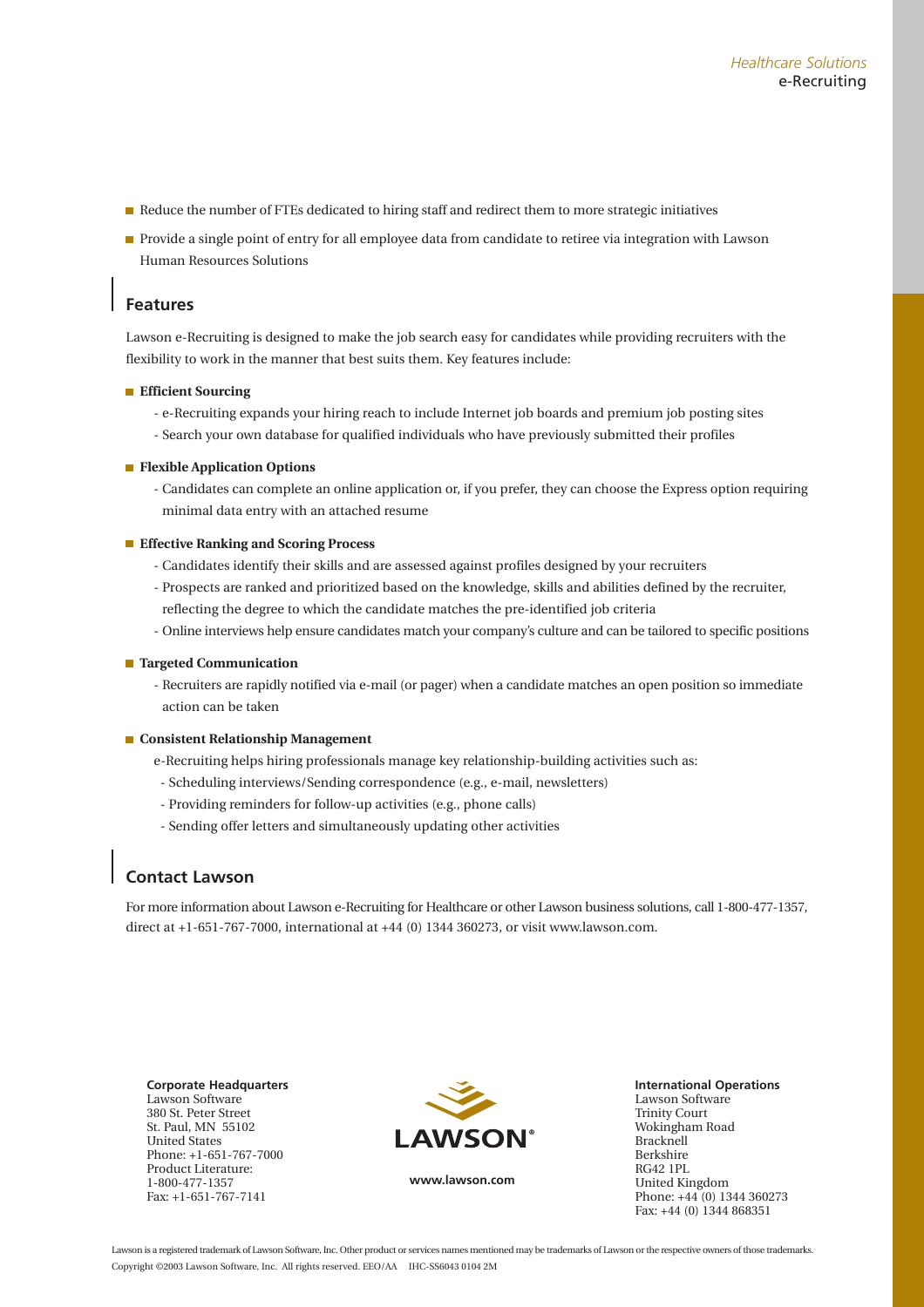- Reduce the number of FTEs dedicated to hiring staff and redirect them to more strategic initiatives
- Provide a single point of entry for all employee data from candidate to retiree via integration with Lawson Human Resources Solutions

## Features

Lawson e-Recruiting is designed to make the job search easy for candidates while providing recruiters with the flexibility to work in the manner that best suits them. Key features include:

- **Efficient Sourcing**
  - e-Recruiting expands your hiring reach to include Internet job boards and premium job posting sites
  - Search your own database for qualified individuals who have previously submitted their profiles
- **Flexible Application Options**
  - Candidates can complete an online application or, if you prefer, they can choose the Express option requiring minimal data entry with an attached resume
- **Effective Ranking and Scoring Process**
  - Candidates identify their skills and are assessed against profiles designed by your recruiters
  - Prospects are ranked and prioritized based on the knowledge, skills and abilities defined by the recruiter, reflecting the degree to which the candidate matches the pre-identified job criteria
  - Online interviews help ensure candidates match your company's culture and can be tailored to specific positions
- **Targeted Communication**
  - Recruiters are rapidly notified via e-mail (or pager) when a candidate matches an open position so immediate action can be taken
- **Consistent Relationship Management**

  e-Recruiting helps hiring professionals manage key relationship-building activities such as:
  - Scheduling interviews/Sending correspondence (e.g., e-mail, newsletters)
  - Providing reminders for follow-up activities (e.g., phone calls)
  - Sending offer letters and simultaneously updating other activities

## Contact Lawson

For more information about Lawson e-Recruiting for Healthcare or other Lawson business solutions, call 1-800-477-1357, direct at +1-651-767-7000, international at +44 (0) 1344 360273, or visit www.lawson.com.

**Corporate Headquarters**
Lawson Software
380 St. Peter Street
St. Paul, MN 55102
United States
Phone: +1-651-767-7000
Product Literature:
1-800-477-1357
Fax: +1-651-767-7141

LAWSON®

www.lawson.com

**International Operations**
Lawson Software
Trinity Court
Wokingham Road
Bracknell
Berkshire
RG42 1PL
United Kingdom
Phone: +44 (0) 1344 360273
Fax: +44 (0) 1344 868351

Lawson is a registered trademark of Lawson Software, Inc. Other product or services names mentioned may be trademarks of Lawson or the respective owners of those trademarks.
Copyright ©2003 Lawson Software, Inc. All rights reserved. EEO/AA IHC-SS6043 0104 2M